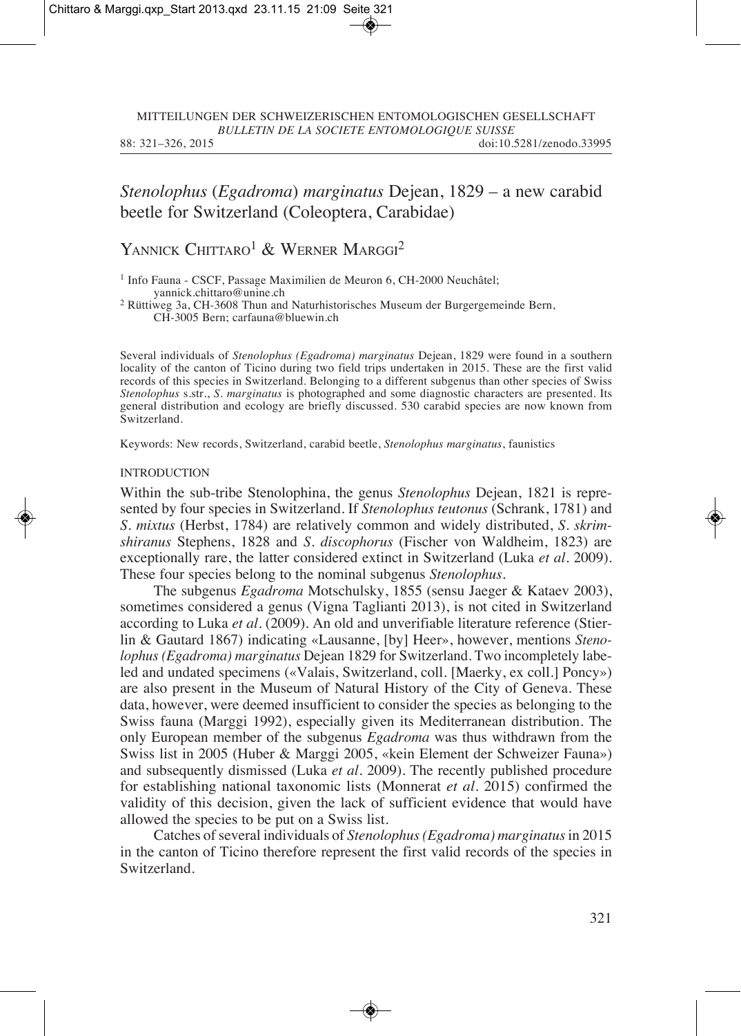# *Stenolophus* (*Egadroma*) *marginatus* Dejean, 1829 – a new carabid beetle for Switzerland (Coleoptera, Carabidae)

Yannick Chittaro[1] & Werner Marggi[2]

[1] Info Fauna - CSCF, Passage Maximilien de Meuron 6, CH-2000 Neuchâtel; yannick.chittaro@unine.ch

[2] Rüttiweg 3a, CH-3608 Thun and Naturhistorisches Museum der Burgergemeinde Bern, CH-3005 Bern; carfauna@bluewin.ch

Several individuals of *Stenolophus (Egadroma) marginatus* Dejean, 1829 were found in a southern locality of the canton of Ticino during two field trips undertaken in 2015. These are the first valid records of this species in Switzerland. Belonging to a different subgenus than other species of Swiss *Stenolophus* s.str., *S. marginatus* is photographed and some diagnostic characters are presented. Its general distribution and ecology are briefly discussed. 530 carabid species are now known from Switzerland.

Keywords: New records, Switzerland, carabid beetle, *Stenolophus marginatus*, faunistics

## INTRODUCTION

Within the sub-tribe Stenolophina, the genus *Stenolophus* Dejean, 1821 is represented by four species in Switzerland. If *Stenolophus teutonus* (Schrank, 1781) and *S. mixtus* (Herbst, 1784) are relatively common and widely distributed, *S. skrimshiranus* Stephens, 1828 and *S. discophorus* (Fischer von Waldheim, 1823) are exceptionally rare, the latter considered extinct in Switzerland (Luka *et al*. 2009). These four species belong to the nominal subgenus *Stenolophus*.

The subgenus *Egadroma* Motschulsky, 1855 (sensu Jaeger & Kataev 2003), sometimes considered a genus (Vigna Taglianti 2013), is not cited in Switzerland according to Luka *et al*. (2009). An old and unverifiable literature reference (Stierlin & Gautard 1867) indicating «Lausanne, [by] Heer», however, mentions *Stenolophus (Egadroma) marginatus* Dejean 1829 for Switzerland. Two incompletely labeled and undated specimens («Valais, Switzerland, coll. [Maerky, ex coll.] Poncy») are also present in the Museum of Natural History of the City of Geneva. These data, however, were deemed insufficient to consider the species as belonging to the Swiss fauna (Marggi 1992), especially given its Mediterranean distribution. The only European member of the subgenus *Egadroma* was thus withdrawn from the Swiss list in 2005 (Huber & Marggi 2005, «kein Element der Schweizer Fauna») and subsequently dismissed (Luka *et al*. 2009). The recently published procedure for establishing national taxonomic lists (Monnerat *et al*. 2015) confirmed the validity of this decision, given the lack of sufficient evidence that would have allowed the species to be put on a Swiss list.

Catches of several individuals of *Stenolophus (Egadroma) marginatus* in 2015 in the canton of Ticino therefore represent the first valid records of the species in Switzerland.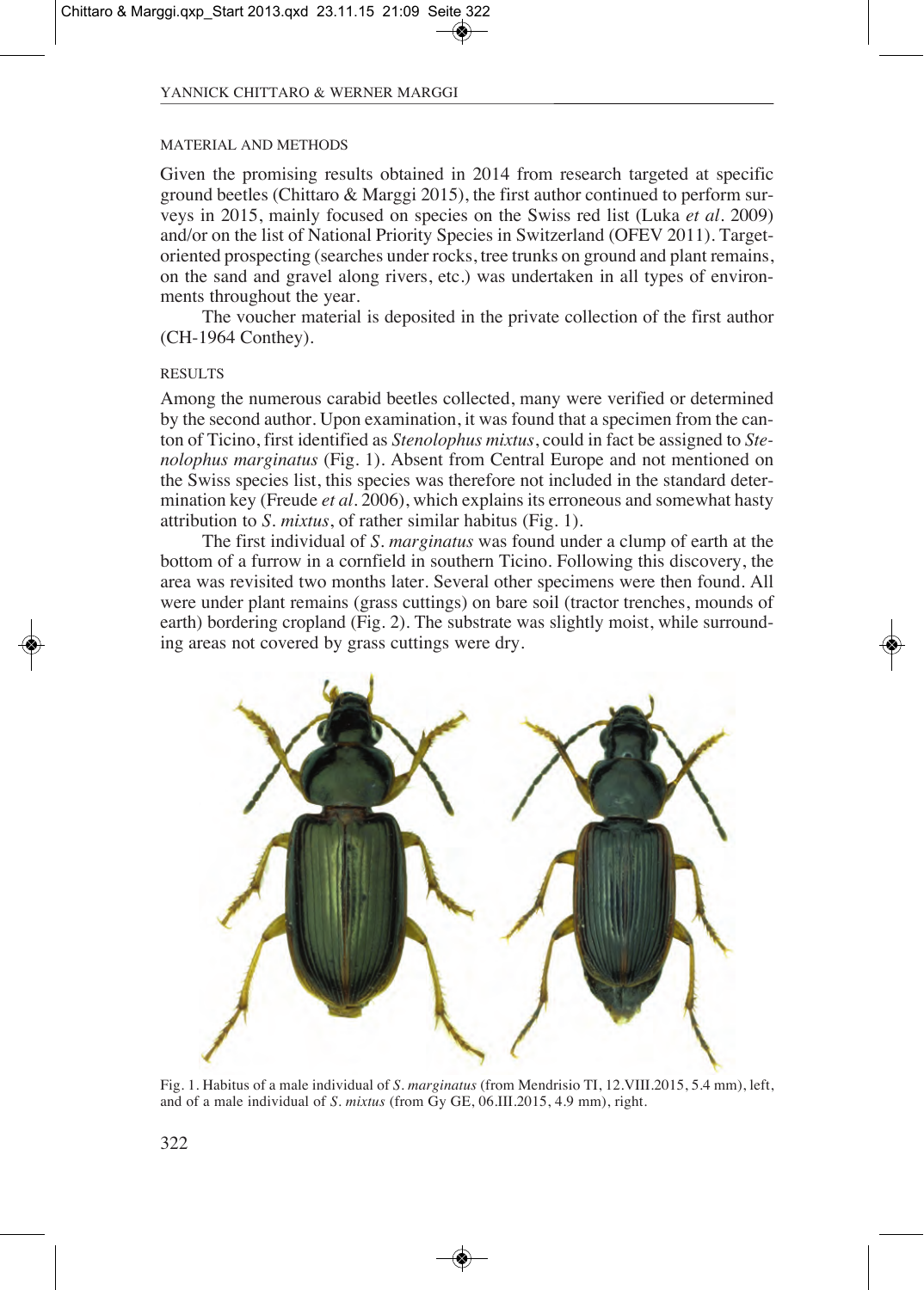## MATERIAL AND METHODS

Given the promising results obtained in 2014 from research targeted at specific ground beetles (Chittaro & Marggi 2015), the first author continued to perform surveys in 2015, mainly focused on species on the Swiss red list (Luka *et al.* 2009) and/or on the list of National Priority Species in Switzerland (OFEV 2011). Target-oriented prospecting (searches under rocks, tree trunks on ground and plant remains, on the sand and gravel along rivers, etc.) was undertaken in all types of environments throughout the year.

The voucher material is deposited in the private collection of the first author (CH-1964 Conthey).

## RESULTS

Among the numerous carabid beetles collected, many were verified or determined by the second author. Upon examination, it was found that a specimen from the canton of Ticino, first identified as *Stenolophus mixtus*, could in fact be assigned to *Stenolophus marginatus* (Fig. 1). Absent from Central Europe and not mentioned on the Swiss species list, this species was therefore not included in the standard determination key (Freude *et al.* 2006), which explains its erroneous and somewhat hasty attribution to *S. mixtus*, of rather similar habitus (Fig. 1).

The first individual of *S. marginatus* was found under a clump of earth at the bottom of a furrow in a cornfield in southern Ticino. Following this discovery, the area was revisited two months later. Several other specimens were then found. All were under plant remains (grass cuttings) on bare soil (tractor trenches, mounds of earth) bordering cropland (Fig. 2). The substrate was slightly moist, while surrounding areas not covered by grass cuttings were dry.

Fig. 1. Habitus of a male individual of *S. marginatus* (from Mendrisio TI, 12.VIII.2015, 5.4 mm), left, and of a male individual of *S. mixtus* (from Gy GE, 06.III.2015, 4.9 mm), right.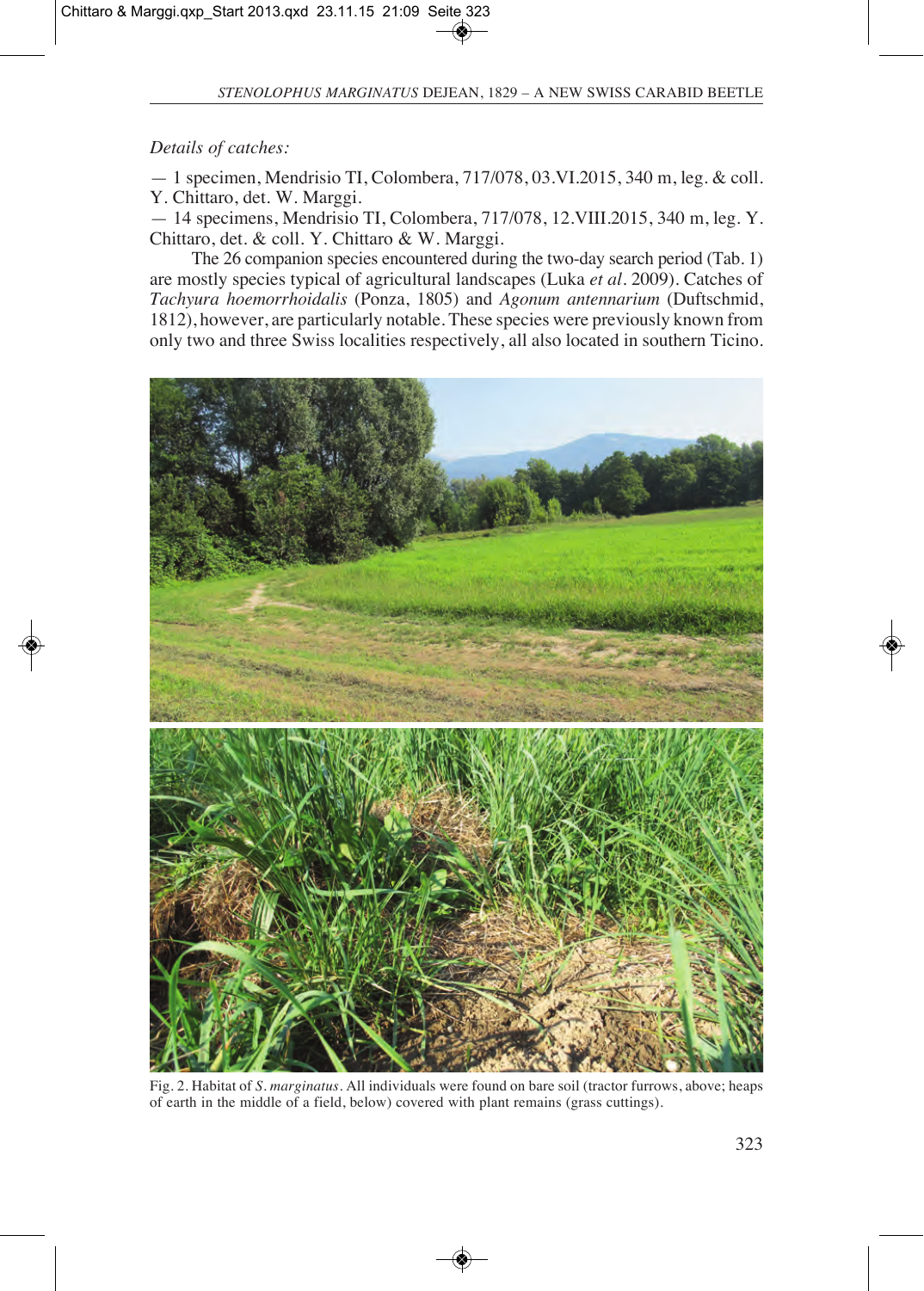*Details of catches:*

— 1 specimen, Mendrisio TI, Colombera, 717/078, 03.VI.2015, 340 m, leg. & coll. Y. Chittaro, det. W. Marggi.

— 14 specimens, Mendrisio TI, Colombera, 717/078, 12.VIII.2015, 340 m, leg. Y. Chittaro, det. & coll. Y. Chittaro & W. Marggi.

The 26 companion species encountered during the two-day search period (Tab. 1) are mostly species typical of agricultural landscapes (Luka *et al*. 2009). Catches of *Tachyura hoemorrhoidalis* (Ponza, 1805) and *Agonum antennarium* (Duftschmid, 1812), however, are particularly notable. These species were previously known from only two and three Swiss localities respectively, all also located in southern Ticino.

Fig. 2. Habitat of *S. marginatus*. All individuals were found on bare soil (tractor furrows, above; heaps of earth in the middle of a field, below) covered with plant remains (grass cuttings).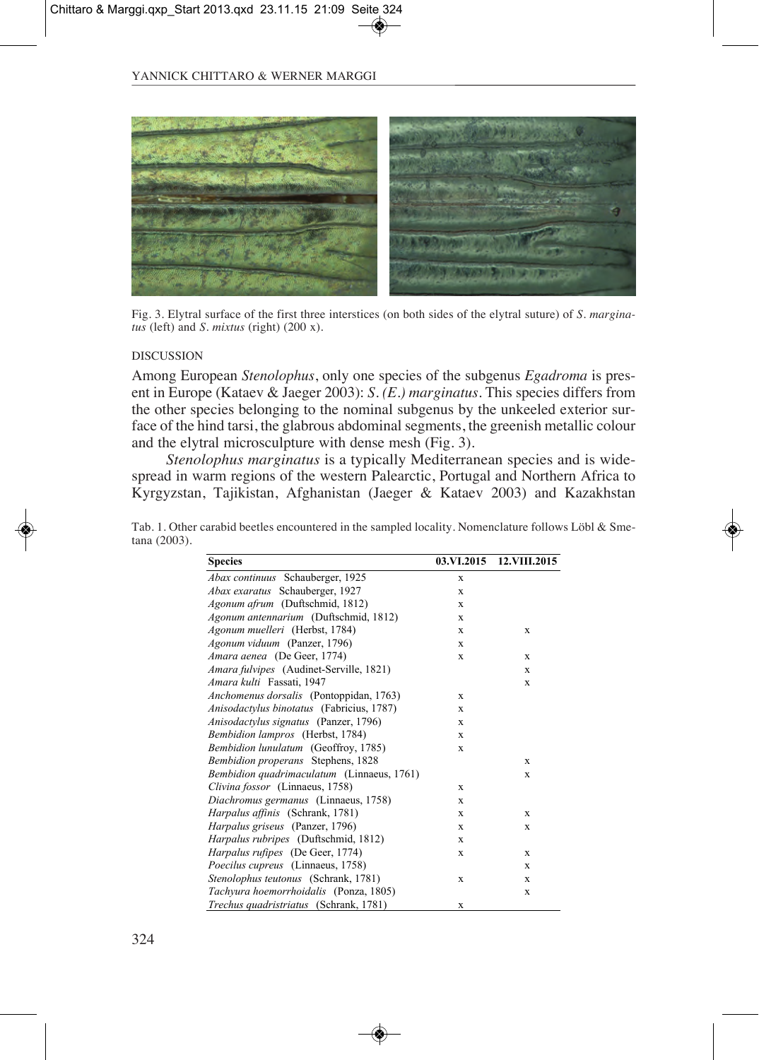Fig. 3. Elytral surface of the first three interstices (on both sides of the elytral suture) of *S. marginatus* (left) and *S. mixtus* (right) (200 x).

## DISCUSSION

Among European *Stenolophus*, only one species of the subgenus *Egadroma* is present in Europe (Kataev & Jaeger 2003): *S. (E.) marginatus*. This species differs from the other species belonging to the nominal subgenus by the unkeeled exterior surface of the hind tarsi, the glabrous abdominal segments, the greenish metallic colour and the elytral microsculpture with dense mesh (Fig. 3).

*Stenolophus marginatus* is a typically Mediterranean species and is widespread in warm regions of the western Palearctic, Portugal and Northern Africa to Kyrgyzstan, Tajikistan, Afghanistan (Jaeger & Kataev 2003) and Kazakhstan

Tab. 1. Other carabid beetles encountered in the sampled locality. Nomenclature follows Löbl & Smetana (2003).

| Species | 03.VI.2015 | 12.VIII.2015 |
|---|---|---|
| *Abax continuus* Schauberger, 1925 | x | |
| *Abax exaratus* Schauberger, 1927 | x | |
| *Agonum afrum* (Duftschmid, 1812) | x | |
| *Agonum antennarium* (Duftschmid, 1812) | x | |
| *Agonum muelleri* (Herbst, 1784) | x | x |
| *Agonum viduum* (Panzer, 1796) | x | |
| *Amara aenea* (De Geer, 1774) | x | x |
| *Amara fulvipes* (Audinet-Serville, 1821) | | x |
| *Amara kulti* Fassati, 1947 | | x |
| *Anchomenus dorsalis* (Pontoppidan, 1763) | x | |
| *Anisodactylus binotatus* (Fabricius, 1787) | x | |
| *Anisodactylus signatus* (Panzer, 1796) | x | |
| *Bembidion lampros* (Herbst, 1784) | x | |
| *Bembidion lunulatum* (Geoffroy, 1785) | x | |
| *Bembidion properans* Stephens, 1828 | | x |
| *Bembidion quadrimaculatum* (Linnaeus, 1761) | | x |
| *Clivina fossor* (Linnaeus, 1758) | x | |
| *Diachromus germanus* (Linnaeus, 1758) | x | |
| *Harpalus affinis* (Schrank, 1781) | x | x |
| *Harpalus griseus* (Panzer, 1796) | x | x |
| *Harpalus rubripes* (Duftschmid, 1812) | x | |
| *Harpalus rufipes* (De Geer, 1774) | x | x |
| *Poecilus cupreus* (Linnaeus, 1758) | | x |
| *Stenolophus teutonus* (Schrank, 1781) | x | x |
| *Tachyura hoemorrhoidalis* (Ponza, 1805) | | x |
| *Trechus quadristriatus* (Schrank, 1781) | x | |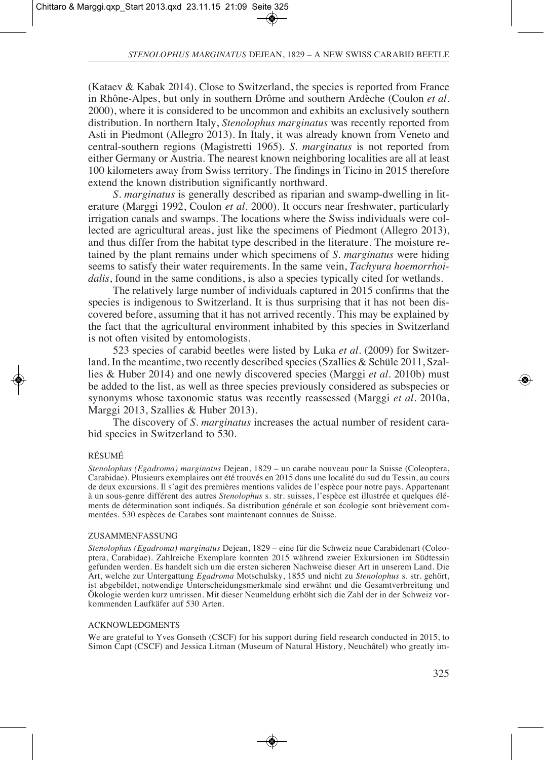(Kataev & Kabak 2014). Close to Switzerland, the species is reported from France in Rhône-Alpes, but only in southern Drôme and southern Ardèche (Coulon *et al.* 2000), where it is considered to be uncommon and exhibits an exclusively southern distribution. In northern Italy, *Stenolophus marginatus* was recently reported from Asti in Piedmont (Allegro 2013). In Italy, it was already known from Veneto and central-southern regions (Magistretti 1965). *S. marginatus* is not reported from either Germany or Austria. The nearest known neighboring localities are all at least 100 kilometers away from Swiss territory. The findings in Ticino in 2015 therefore extend the known distribution significantly northward.

*S. marginatus* is generally described as riparian and swamp-dwelling in literature (Marggi 1992, Coulon *et al.* 2000). It occurs near freshwater, particularly irrigation canals and swamps. The locations where the Swiss individuals were collected are agricultural areas, just like the specimens of Piedmont (Allegro 2013), and thus differ from the habitat type described in the literature. The moisture retained by the plant remains under which specimens of *S. marginatus* were hiding seems to satisfy their water requirements. In the same vein, *Tachyura hoemorrhoidalis*, found in the same conditions, is also a species typically cited for wetlands.

The relatively large number of individuals captured in 2015 confirms that the species is indigenous to Switzerland. It is thus surprising that it has not been discovered before, assuming that it has not arrived recently. This may be explained by the fact that the agricultural environment inhabited by this species in Switzerland is not often visited by entomologists.

523 species of carabid beetles were listed by Luka *et al.* (2009) for Switzerland. In the meantime, two recently described species (Szallies & Schüle 2011, Szallies & Huber 2014) and one newly discovered species (Marggi *et al.* 2010b) must be added to the list, as well as three species previously considered as subspecies or synonyms whose taxonomic status was recently reassessed (Marggi *et al.* 2010a, Marggi 2013, Szallies & Huber 2013).

The discovery of *S. marginatus* increases the actual number of resident carabid species in Switzerland to 530.

## RÉSUMÉ

*Stenolophus (Egadroma) marginatus* Dejean, 1829 – un carabe nouveau pour la Suisse (Coleoptera, Carabidae). Plusieurs exemplaires ont été trouvés en 2015 dans une localité du sud du Tessin, au cours de deux excursions. Il s'agit des premières mentions valides de l'espèce pour notre pays. Appartenant à un sous-genre différent des autres *Stenolophus* s. str. suisses, l'espèce est illustrée et quelques éléments de détermination sont indiqués. Sa distribution générale et son écologie sont brièvement commentées. 530 espèces de Carabes sont maintenant connues de Suisse.

## ZUSAMMENFASSUNG

*Stenolophus (Egadroma) marginatus* Dejean, 1829 – eine für die Schweiz neue Carabidenart (Coleoptera, Carabidae). Zahlreiche Exemplare konnten 2015 während zweier Exkursionen im Südtessin gefunden werden. Es handelt sich um die ersten sicheren Nachweise dieser Art in unserem Land. Die Art, welche zur Untergattung *Egadroma* Motschulsky, 1855 und nicht zu *Stenolophus* s. str. gehört, ist abgebildet, notwendige Unterscheidungsmerkmale sind erwähnt und die Gesamtverbreitung und Ökologie werden kurz umrissen. Mit dieser Neumeldung erhöht sich die Zahl der in der Schweiz vorkommenden Laufkäfer auf 530 Arten.

## ACKNOWLEDGMENTS

We are grateful to Yves Gonseth (CSCF) for his support during field research conducted in 2015, to Simon Capt (CSCF) and Jessica Litman (Museum of Natural History, Neuchâtel) who greatly im-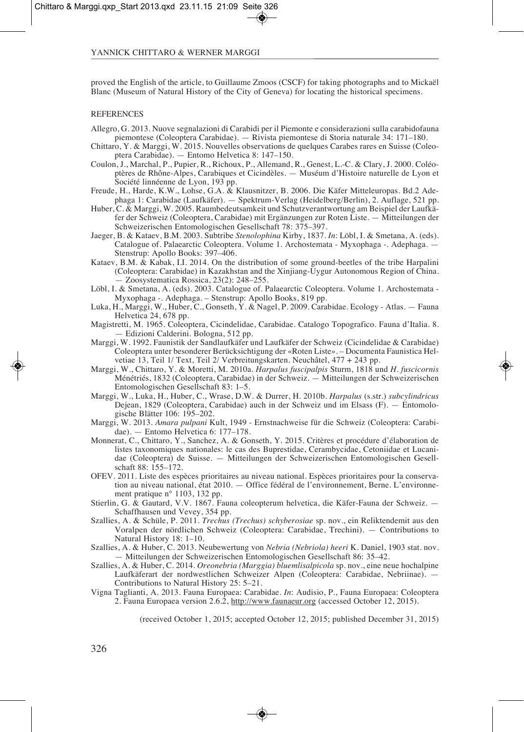proved the English of the article, to Guillaume Zmoos (CSCF) for taking photographs and to Mickaël Blanc (Museum of Natural History of the City of Geneva) for locating the historical specimens.

## REFERENCES

Allegro, G. 2013. Nuove segnalazioni di Carabidi per il Piemonte e considerazioni sulla carabidofauna piemontese (Coleoptera Carabidae). — Rivista piemontese di Storia naturale 34: 171–180.

Chittaro, Y. & Marggi, W. 2015. Nouvelles observations de quelques Carabes rares en Suisse (Coleoptera Carabidae). — Entomo Helvetica 8: 147–150.

Coulon, J., Marchal, P., Pupier, R., Richoux, P., Allemand, R., Genest, L.-C. & Clary, J. 2000. Coléoptères de Rhône-Alpes, Carabiques et Cicindèles. — Muséum d'Histoire naturelle de Lyon et Société linnéenne de Lyon, 193 pp.

Freude, H., Harde, K.W., Lohse, G.A. & Klausnitzer, B. 2006. Die Käfer Mitteleuropas. Bd.2 Adephaga 1: Carabidae (Laufkäfer). — Spektrum-Verlag (Heidelberg/Berlin), 2. Auflage, 521 pp.

Huber, C. & Marggi, W. 2005. Raumbedeutsamkeit und Schutzverantwortung am Beispiel der Laufkäfer der Schweiz (Coleoptera, Carabidae) mit Ergänzungen zur Roten Liste. — Mitteilungen der Schweizerischen Entomologischen Gesellschaft 78: 375–397.

Jaeger, B. & Kataev, B.M. 2003. Subtribe *Stenolophina* Kirby, 1837. *In*: Löbl, I. & Smetana, A. (eds). Catalogue of. Palaearctic Coleoptera. Volume 1. Archostemata - Myxophaga -. Adephaga. — Stenstrup: Apollo Books: 397–406.

Kataev, B.M. & Kabak, I.I. 2014. On the distribution of some ground-beetles of the tribe Harpalini (Coleoptera: Carabidae) in Kazakhstan and the Xinjiang-Uygur Autonomous Region of China. — Zoosystematica Rossica, 23(2): 248–255.

Löbl, I. & Smetana, A. (eds) 2003. Catalogue of. Palaearctic Coleoptera. Volume 1. Archostemata - Myxophaga -. Adephaga. – Stenstrup: Apollo Books, 819 pp.

Luka, H., Marggi, W., Huber, C., Gonseth, Y. & Nagel, P. 2009. Carabidae. Ecology - Atlas. — Fauna Helvetica 24, 678 pp.

Magistretti, M. 1965. Coleoptera, Cicindelidae, Carabidae. Catalogo Topografico. Fauna d'Italia. 8. — Edizioni Calderini. Bologna, 512 pp.

Marggi, W. 1992. Faunistik der Sandlaufkäfer und Laufkäfer der Schweiz (Cicindelidae & Carabidae) Coleoptera unter besonderer Berücksichtigung der «Roten Liste». – Documenta Faunistica Helvetiae 13, Teil 1/ Text, Teil 2/ Verbreitungskarten. Neuchâtel, 477 + 243 pp.

Marggi, W., Chittaro, Y. & Moretti, M. 2010a. *Harpalus fuscipalpis* Sturm, 1818 und *H. fuscicornis* Ménétriés, 1832 (Coleoptera, Carabidae) in der Schweiz. — Mitteilungen der Schweizerischen Entomologischen Gesellschaft 83: 1–5.

Marggi, W., Luka, H., Huber, C., Wrase, D.W. & Durrer, H. 2010b. *Harpalus* (s.str.) *subcylindricus* Dejean, 1829 (Coleoptera, Carabidae) auch in der Schweiz und im Elsass (F). — Entomologische Blätter 106: 195–202.

Marggi, W. 2013. *Amara pulpani* Kult, 1949 - Ernstnachweise für die Schweiz (Coleoptera: Carabidae). — Entomo Helvetica 6: 177–178.

Monnerat, C., Chittaro, Y., Sanchez, A. & Gonseth, Y. 2015. Critères et procédure d'élaboration de listes taxonomiques nationales: le cas des Buprestidae, Cerambycidae, Cetoniidae et Lucanidae (Coleoptera) de Suisse. — Mitteilungen der Schweizerischen Entomologischen Gesellschaft 88: 155–172.

OFEV. 2011. Liste des espèces prioritaires au niveau national. Espèces prioritaires pour la conservation au niveau national, état 2010. — Office fédéral de l'environnement, Berne. L'environnement pratique n° 1103, 132 pp.

Stierlin, G. & Gautard, V.V. 1867. Fauna coleopterum helvetica, die Käfer-Fauna der Schweiz. — Schaffhausen und Vevey, 354 pp.

Szallies, A. & Schüle, P. 2011. *Trechus (Trechus) schyberosiae* sp. nov., ein Reliktendemit aus den Voralpen der nördlichen Schweiz (Coleoptera: Carabidae, Trechini). — Contributions to Natural History 18: 1–10.

Szallies, A. & Huber, C. 2013. Neubewertung von *Nebria (Nebriola) heeri* K. Daniel, 1903 stat. nov. — Mitteilungen der Schweizerischen Entomologischen Gesellschaft 86: 35–42.

Szallies, A. & Huber, C. 2014. *Oreonebria (Marggia) bluemlisalpicola* sp. nov., eine neue hochalpine Laufkäferart der nordwestlichen Schweizer Alpen (Coleoptera: Carabidae, Nebriinae). — Contributions to Natural History 25: 5–21.

Vigna Taglianti, A. 2013. Fauna Europaea: Carabidae. *In*: Audisio, P., Fauna Europaea: Coleoptera 2. Fauna Europaea version 2.6.2, http://www.faunaeur.org (accessed October 12, 2015).

(received October 1, 2015; accepted October 12, 2015; published December 31, 2015)